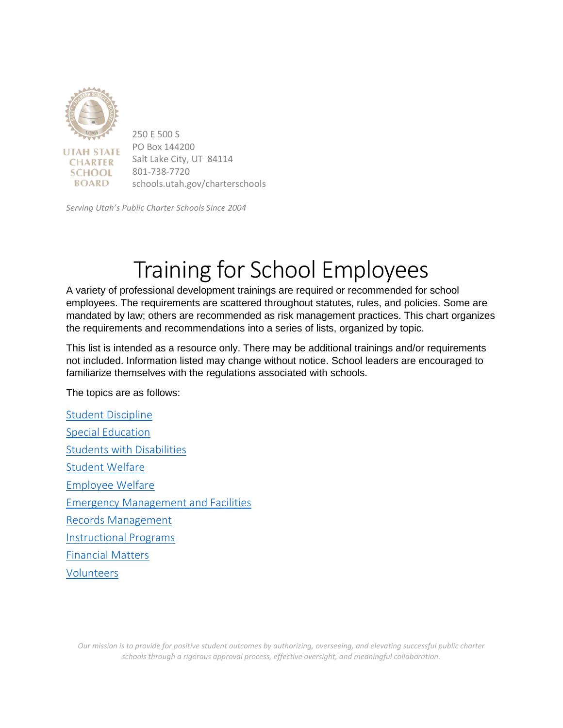UTAH STATE CHARTER SCHOOL BOARD

250 E 500 S
PO Box 144200
Salt Lake City, UT 84114
801-738-7720
schools.utah.gov/charterschools

*Serving Utah's Public Charter Schools Since 2004*

# Training for School Employees

A variety of professional development trainings are required or recommended for school employees. The requirements are scattered throughout statutes, rules, and policies. Some are mandated by law; others are recommended as risk management practices. This chart organizes the requirements and recommendations into a series of lists, organized by topic.

This list is intended as a resource only. There may be additional trainings and/or requirements not included. Information listed may change without notice. School leaders are encouraged to familiarize themselves with the regulations associated with schools.

The topics are as follows:

Student Discipline

Special Education

Students with Disabilities

Student Welfare

Employee Welfare

Emergency Management and Facilities

Records Management

Instructional Programs

Financial Matters

Volunteers

*Our mission is to provide for positive student outcomes by authorizing, overseeing, and elevating successful public charter schools through a rigorous approval process, effective oversight, and meaningful collaboration.*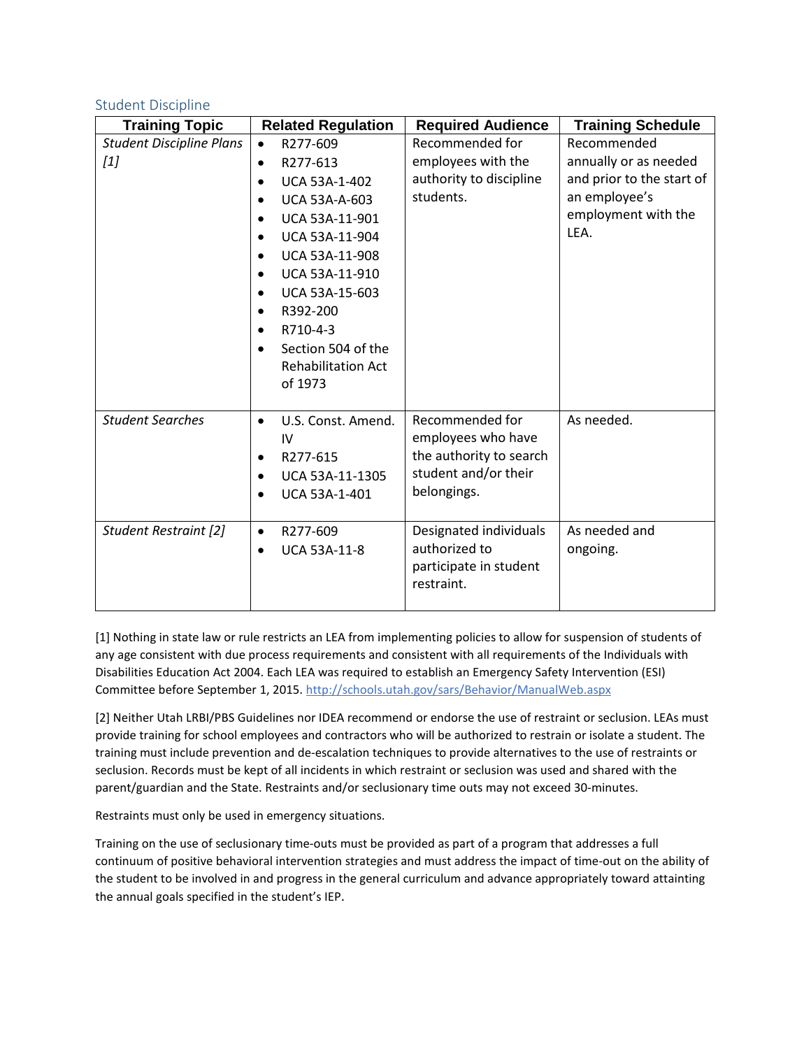## Student Discipline

| Training Topic | Related Regulation | Required Audience | Training Schedule |
|---|---|---|---|
| *Student Discipline Plans [1]* | • R277-609<br>• R277-613<br>• UCA 53A-1-402<br>• UCA 53A-A-603<br>• UCA 53A-11-901<br>• UCA 53A-11-904<br>• UCA 53A-11-908<br>• UCA 53A-11-910<br>• UCA 53A-15-603<br>• R392-200<br>• R710-4-3<br>• Section 504 of the Rehabilitation Act of 1973 | Recommended for employees with the authority to discipline students. | Recommended annually or as needed and prior to the start of an employee's employment with the LEA. |
| *Student Searches* | • U.S. Const. Amend. IV<br>• R277-615<br>• UCA 53A-11-1305<br>• UCA 53A-1-401 | Recommended for employees who have the authority to search student and/or their belongings. | As needed. |
| *Student Restraint [2]* | • R277-609<br>• UCA 53A-11-8 | Designated individuals authorized to participate in student restraint. | As needed and ongoing. |

[1] Nothing in state law or rule restricts an LEA from implementing policies to allow for suspension of students of any age consistent with due process requirements and consistent with all requirements of the Individuals with Disabilities Education Act 2004. Each LEA was required to establish an Emergency Safety Intervention (ESI) Committee before September 1, 2015. http://schools.utah.gov/sars/Behavior/ManualWeb.aspx

[2] Neither Utah LRBI/PBS Guidelines nor IDEA recommend or endorse the use of restraint or seclusion. LEAs must provide training for school employees and contractors who will be authorized to restrain or isolate a student. The training must include prevention and de-escalation techniques to provide alternatives to the use of restraints or seclusion. Records must be kept of all incidents in which restraint or seclusion was used and shared with the parent/guardian and the State. Restraints and/or seclusionary time outs may not exceed 30-minutes.

Restraints must only be used in emergency situations.

Training on the use of seclusionary time-outs must be provided as part of a program that addresses a full continuum of positive behavioral intervention strategies and must address the impact of time-out on the ability of the student to be involved in and progress in the general curriculum and advance appropriately toward attainting the annual goals specified in the student's IEP.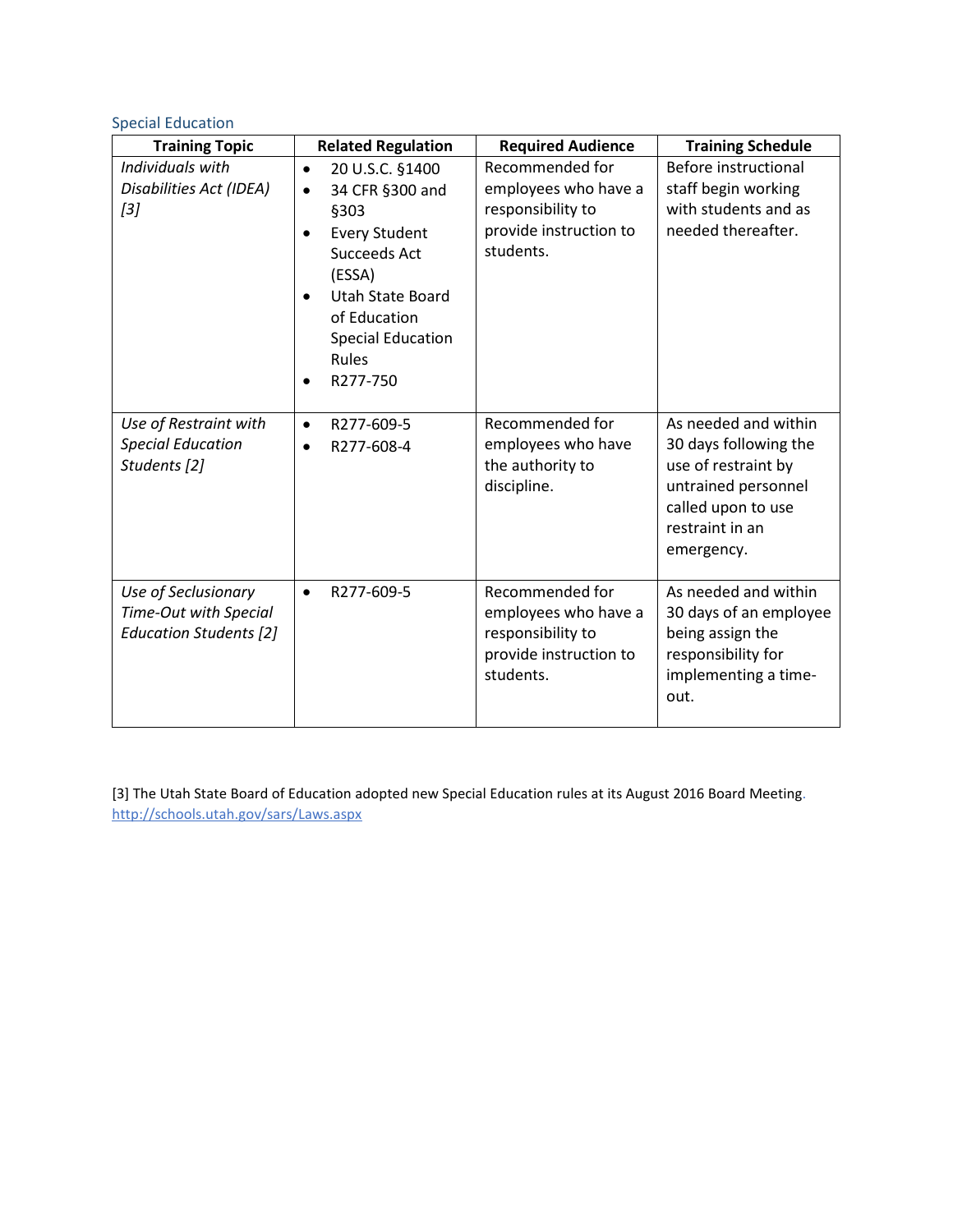### Special Education

| Training Topic | Related Regulation | Required Audience | Training Schedule |
| --- | --- | --- | --- |
| *Individuals with Disabilities Act (IDEA) [3]* | • 20 U.S.C. §1400<br>• 34 CFR §300 and §303<br>• Every Student Succeeds Act (ESSA)<br>• Utah State Board of Education Special Education Rules<br>• R277-750 | Recommended for employees who have a responsibility to provide instruction to students. | Before instructional staff begin working with students and as needed thereafter. |
| *Use of Restraint with Special Education Students [2]* | • R277-609-5<br>• R277-608-4 | Recommended for employees who have the authority to discipline. | As needed and within 30 days following the use of restraint by untrained personnel called upon to use restraint in an emergency. |
| *Use of Seclusionary Time-Out with Special Education Students [2]* | • R277-609-5 | Recommended for employees who have a responsibility to provide instruction to students. | As needed and within 30 days of an employee being assign the responsibility for implementing a time-out. |

[3] The Utah State Board of Education adopted new Special Education rules at its August 2016 Board Meeting. http://schools.utah.gov/sars/Laws.aspx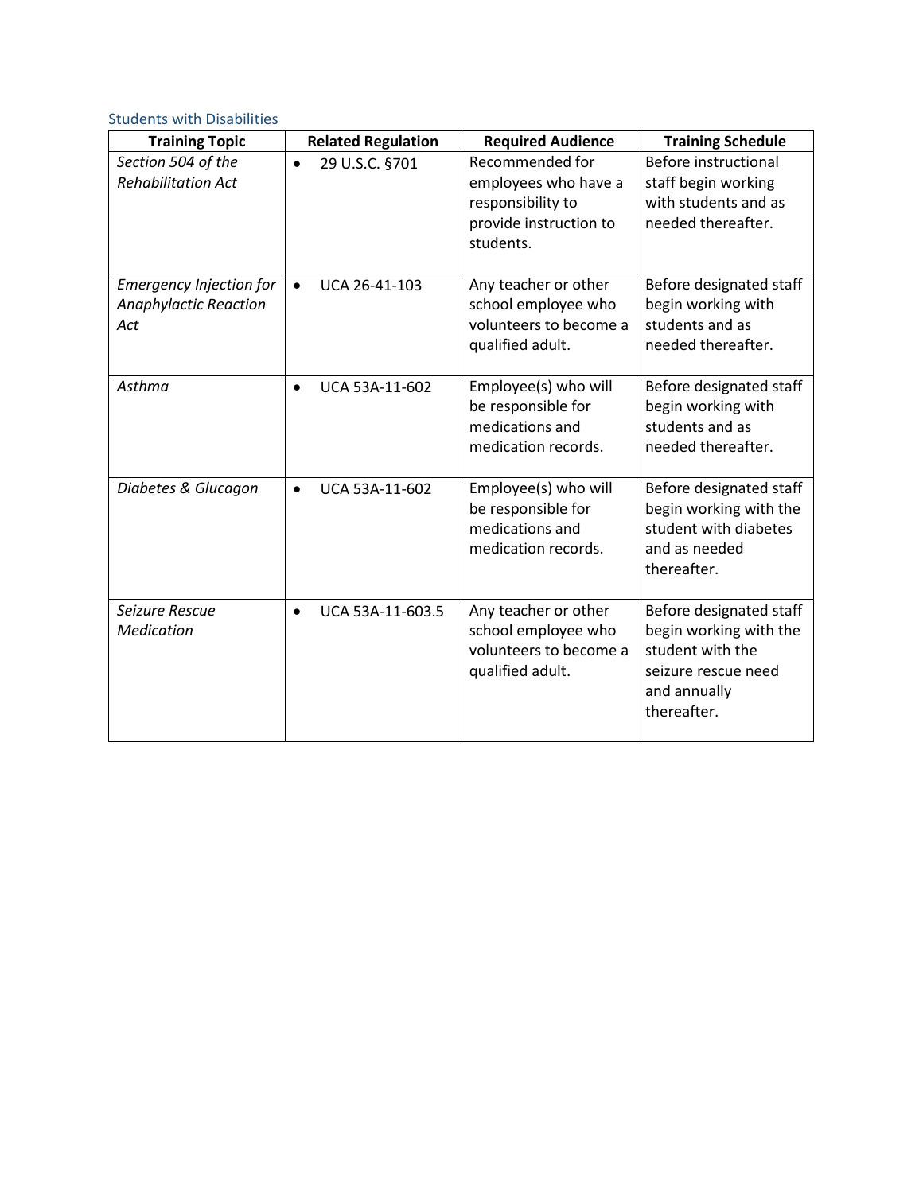### Students with Disabilities

| Training Topic | Related Regulation | Required Audience | Training Schedule |
|---|---|---|---|
| *Section 504 of the Rehabilitation Act* | • 29 U.S.C. §701 | Recommended for employees who have a responsibility to provide instruction to students. | Before instructional staff begin working with students and as needed thereafter. |
| *Emergency Injection for Anaphylactic Reaction Act* | • UCA 26-41-103 | Any teacher or other school employee who volunteers to become a qualified adult. | Before designated staff begin working with students and as needed thereafter. |
| *Asthma* | • UCA 53A-11-602 | Employee(s) who will be responsible for medications and medication records. | Before designated staff begin working with students and as needed thereafter. |
| *Diabetes & Glucagon* | • UCA 53A-11-602 | Employee(s) who will be responsible for medications and medication records. | Before designated staff begin working with the student with diabetes and as needed thereafter. |
| *Seizure Rescue Medication* | • UCA 53A-11-603.5 | Any teacher or other school employee who volunteers to become a qualified adult. | Before designated staff begin working with the student with the seizure rescue need and annually thereafter. |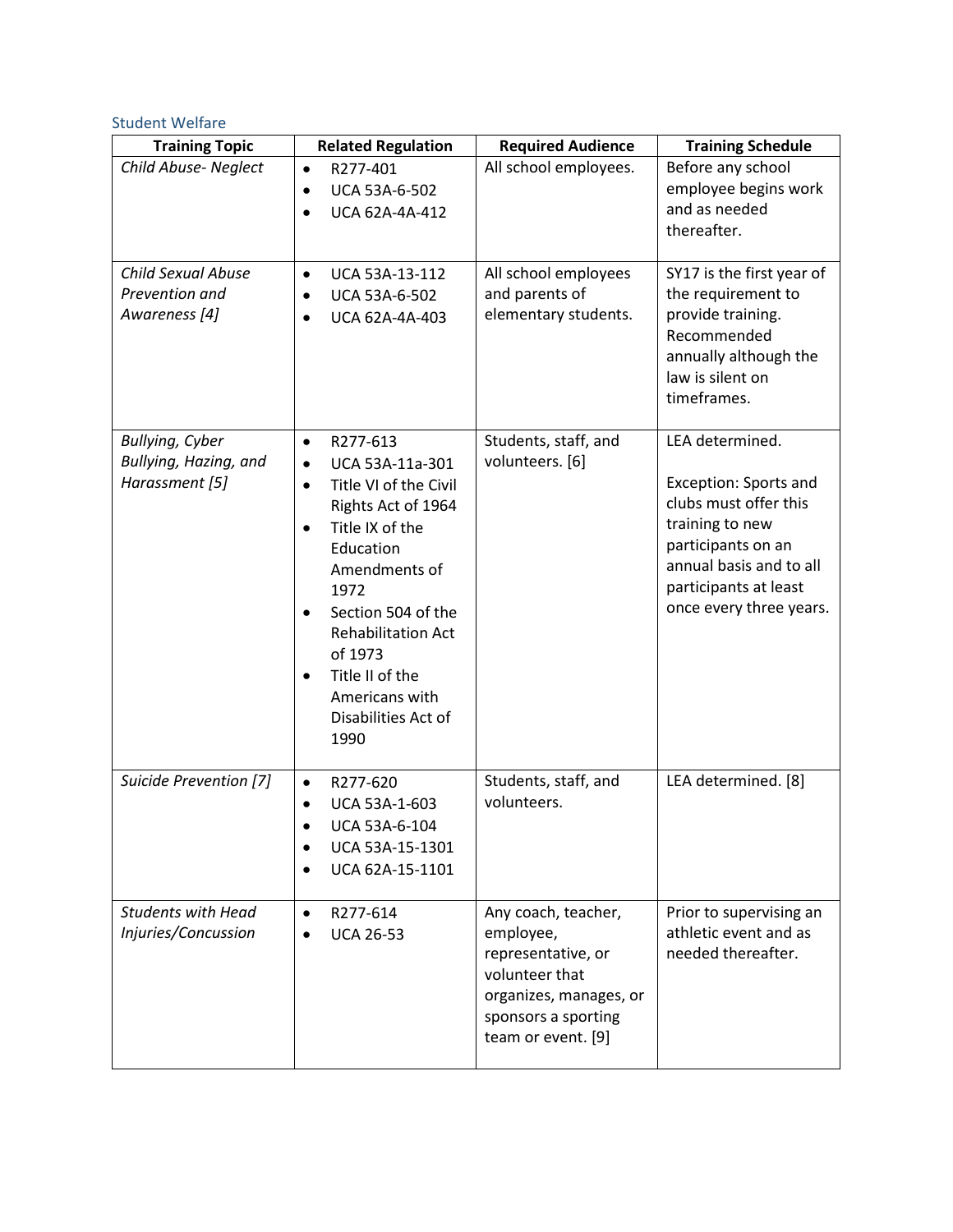## Student Welfare

| Training Topic | Related Regulation | Required Audience | Training Schedule |
| --- | --- | --- | --- |
| *Child Abuse- Neglect* | • R277-401<br>• UCA 53A-6-502<br>• UCA 62A-4A-412 | All school employees. | Before any school employee begins work and as needed thereafter. |
| *Child Sexual Abuse Prevention and Awareness [4]* | • UCA 53A-13-112<br>• UCA 53A-6-502<br>• UCA 62A-4A-403 | All school employees and parents of elementary students. | SY17 is the first year of the requirement to provide training. Recommended annually although the law is silent on timeframes. |
| *Bullying, Cyber Bullying, Hazing, and Harassment [5]* | • R277-613<br>• UCA 53A-11a-301<br>• Title VI of the Civil Rights Act of 1964<br>• Title IX of the Education Amendments of 1972<br>• Section 504 of the Rehabilitation Act of 1973<br>• Title II of the Americans with Disabilities Act of 1990 | Students, staff, and volunteers. [6] | LEA determined.<br><br>Exception: Sports and clubs must offer this training to new participants on an annual basis and to all participants at least once every three years. |
| *Suicide Prevention [7]* | • R277-620<br>• UCA 53A-1-603<br>• UCA 53A-6-104<br>• UCA 53A-15-1301<br>• UCA 62A-15-1101 | Students, staff, and volunteers. | LEA determined. [8] |
| *Students with Head Injuries/Concussion* | • R277-614<br>• UCA 26-53 | Any coach, teacher, employee, representative, or volunteer that organizes, manages, or sponsors a sporting team or event. [9] | Prior to supervising an athletic event and as needed thereafter. |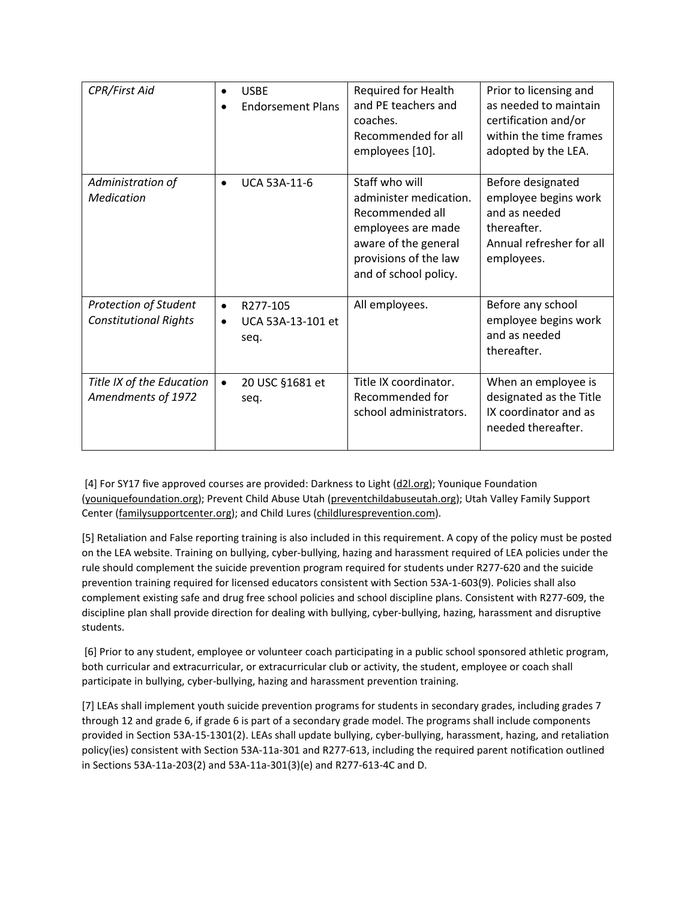| *CPR/First Aid* | • USBE<br>• Endorsement Plans | Required for Health and PE teachers and coaches. Recommended for all employees [10]. | Prior to licensing and as needed to maintain certification and/or within the time frames adopted by the LEA. |
|---|---|---|---|
| *Administration of Medication* | • UCA 53A-11-6 | Staff who will administer medication. Recommended all employees are made aware of the general provisions of the law and of school policy. | Before designated employee begins work and as needed thereafter. Annual refresher for all employees. |
| *Protection of Student Constitutional Rights* | • R277-105<br>• UCA 53A-13-101 et seq. | All employees. | Before any school employee begins work and as needed thereafter. |
| *Title IX of the Education Amendments of 1972* | • 20 USC §1681 et seq. | Title IX coordinator. Recommended for school administrators. | When an employee is designated as the Title IX coordinator and as needed thereafter. |

[4] For SY17 five approved courses are provided: Darkness to Light (d2l.org); Younique Foundation (youniquefoundation.org); Prevent Child Abuse Utah (preventchildabuseutah.org); Utah Valley Family Support Center (familysupportcenter.org); and Child Lures (childluresprevention.com).

[5] Retaliation and False reporting training is also included in this requirement. A copy of the policy must be posted on the LEA website. Training on bullying, cyber-bullying, hazing and harassment required of LEA policies under the rule should complement the suicide prevention program required for students under R277-620 and the suicide prevention training required for licensed educators consistent with Section 53A-1-603(9). Policies shall also complement existing safe and drug free school policies and school discipline plans. Consistent with R277-609, the discipline plan shall provide direction for dealing with bullying, cyber-bullying, hazing, harassment and disruptive students.

[6] Prior to any student, employee or volunteer coach participating in a public school sponsored athletic program, both curricular and extracurricular, or extracurricular club or activity, the student, employee or coach shall participate in bullying, cyber-bullying, hazing and harassment prevention training.

[7] LEAs shall implement youth suicide prevention programs for students in secondary grades, including grades 7 through 12 and grade 6, if grade 6 is part of a secondary grade model. The programs shall include components provided in Section 53A-15-1301(2). LEAs shall update bullying, cyber-bullying, harassment, hazing, and retaliation policy(ies) consistent with Section 53A-11a-301 and R277-613, including the required parent notification outlined in Sections 53A-11a-203(2) and 53A-11a-301(3)(e) and R277-613-4C and D.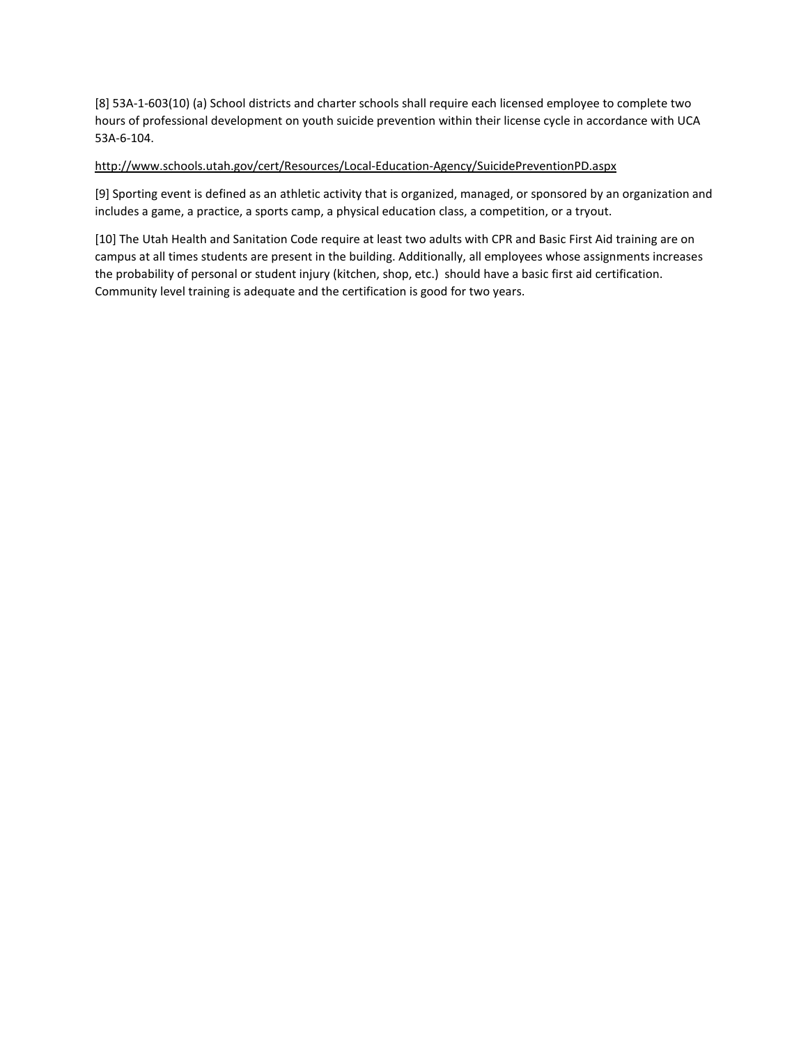[8] 53A-1-603(10) (a) School districts and charter schools shall require each licensed employee to complete two hours of professional development on youth suicide prevention within their license cycle in accordance with UCA 53A-6-104.

http://www.schools.utah.gov/cert/Resources/Local-Education-Agency/SuicidePreventionPD.aspx

[9] Sporting event is defined as an athletic activity that is organized, managed, or sponsored by an organization and includes a game, a practice, a sports camp, a physical education class, a competition, or a tryout.

[10] The Utah Health and Sanitation Code require at least two adults with CPR and Basic First Aid training are on campus at all times students are present in the building. Additionally, all employees whose assignments increases the probability of personal or student injury (kitchen, shop, etc.) should have a basic first aid certification. Community level training is adequate and the certification is good for two years.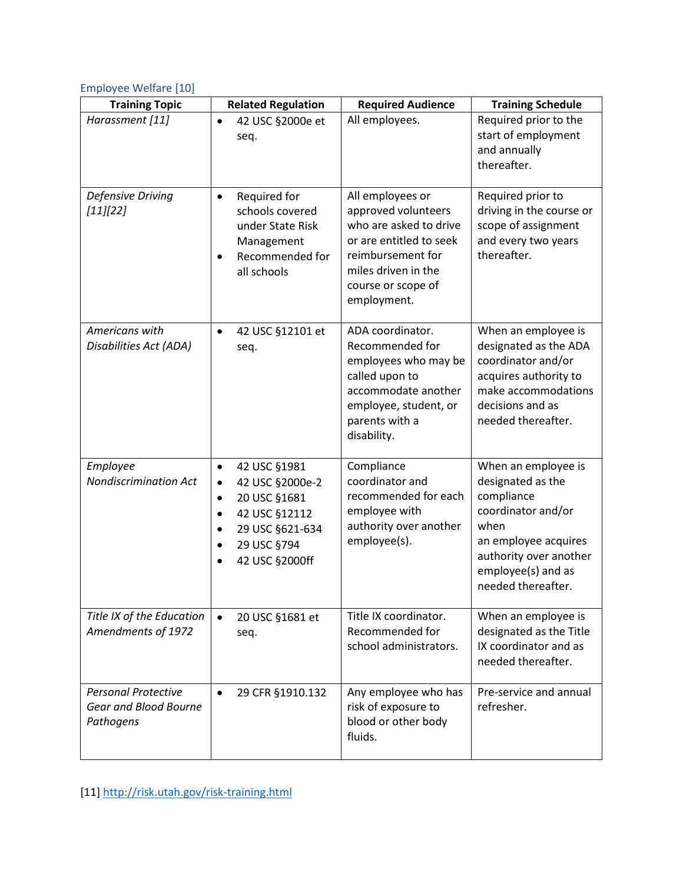### Employee Welfare [10]

| Training Topic | Related Regulation | Required Audience | Training Schedule |
|---|---|---|---|
| *Harassment [11]* | • 42 USC §2000e et seq. | All employees. | Required prior to the start of employment and annually thereafter. |
| *Defensive Driving [11][22]* | • Required for schools covered under State Risk Management<br>• Recommended for all schools | All employees or approved volunteers who are asked to drive or are entitled to seek reimbursement for miles driven in the course or scope of employment. | Required prior to driving in the course or scope of assignment and every two years thereafter. |
| *Americans with Disabilities Act (ADA)* | • 42 USC §12101 et seq. | ADA coordinator. Recommended for employees who may be called upon to accommodate another employee, student, or parents with a disability. | When an employee is designated as the ADA coordinator and/or acquires authority to make accommodations decisions and as needed thereafter. |
| *Employee Nondiscrimination Act* | • 42 USC §1981<br>• 42 USC §2000e-2<br>• 20 USC §1681<br>• 42 USC §12112<br>• 29 USC §621-634<br>• 29 USC §794<br>• 42 USC §2000ff | Compliance coordinator and recommended for each employee with authority over another employee(s). | When an employee is designated as the compliance coordinator and/or when an employee acquires authority over another employee(s) and as needed thereafter. |
| *Title IX of the Education Amendments of 1972* | • 20 USC §1681 et seq. | Title IX coordinator. Recommended for school administrators. | When an employee is designated as the Title IX coordinator and as needed thereafter. |
| *Personal Protective Gear and Blood Bourne Pathogens* | • 29 CFR §1910.132 | Any employee who has risk of exposure to blood or other body fluids. | Pre-service and annual refresher. |

[11] http://risk.utah.gov/risk-training.html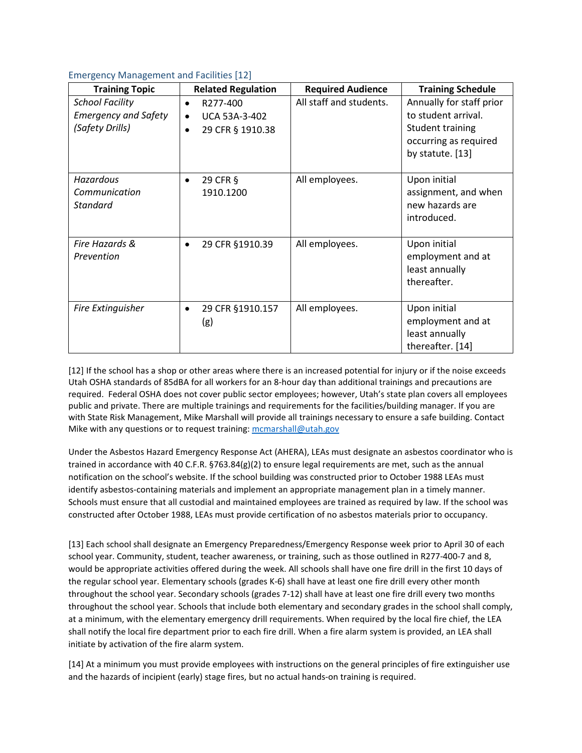### Emergency Management and Facilities [12]

| Training Topic | Related Regulation | Required Audience | Training Schedule |
|---|---|---|---|
| *School Facility Emergency and Safety (Safety Drills)* | • R277-400<br>• UCA 53A-3-402<br>• 29 CFR § 1910.38 | All staff and students. | Annually for staff prior to student arrival. Student training occurring as required by statute. [13] |
| *Hazardous Communication Standard* | • 29 CFR § 1910.1200 | All employees. | Upon initial assignment, and when new hazards are introduced. |
| *Fire Hazards & Prevention* | • 29 CFR §1910.39 | All employees. | Upon initial employment and at least annually thereafter. |
| *Fire Extinguisher* | • 29 CFR §1910.157 (g) | All employees. | Upon initial employment and at least annually thereafter. [14] |

[12] If the school has a shop or other areas where there is an increased potential for injury or if the noise exceeds Utah OSHA standards of 85dBA for all workers for an 8-hour day than additional trainings and precautions are required. Federal OSHA does not cover public sector employees; however, Utah's state plan covers all employees public and private. There are multiple trainings and requirements for the facilities/building manager. If you are with State Risk Management, Mike Marshall will provide all trainings necessary to ensure a safe building. Contact Mike with any questions or to request training: mcmarshall@utah.gov

Under the Asbestos Hazard Emergency Response Act (AHERA), LEAs must designate an asbestos coordinator who is trained in accordance with 40 C.F.R. §763.84(g)(2) to ensure legal requirements are met, such as the annual notification on the school's website. If the school building was constructed prior to October 1988 LEAs must identify asbestos-containing materials and implement an appropriate management plan in a timely manner. Schools must ensure that all custodial and maintained employees are trained as required by law. If the school was constructed after October 1988, LEAs must provide certification of no asbestos materials prior to occupancy.

[13] Each school shall designate an Emergency Preparedness/Emergency Response week prior to April 30 of each school year. Community, student, teacher awareness, or training, such as those outlined in R277-400-7 and 8, would be appropriate activities offered during the week. All schools shall have one fire drill in the first 10 days of the regular school year. Elementary schools (grades K-6) shall have at least one fire drill every other month throughout the school year. Secondary schools (grades 7-12) shall have at least one fire drill every two months throughout the school year. Schools that include both elementary and secondary grades in the school shall comply, at a minimum, with the elementary emergency drill requirements. When required by the local fire chief, the LEA shall notify the local fire department prior to each fire drill. When a fire alarm system is provided, an LEA shall initiate by activation of the fire alarm system.

[14] At a minimum you must provide employees with instructions on the general principles of fire extinguisher use and the hazards of incipient (early) stage fires, but no actual hands-on training is required.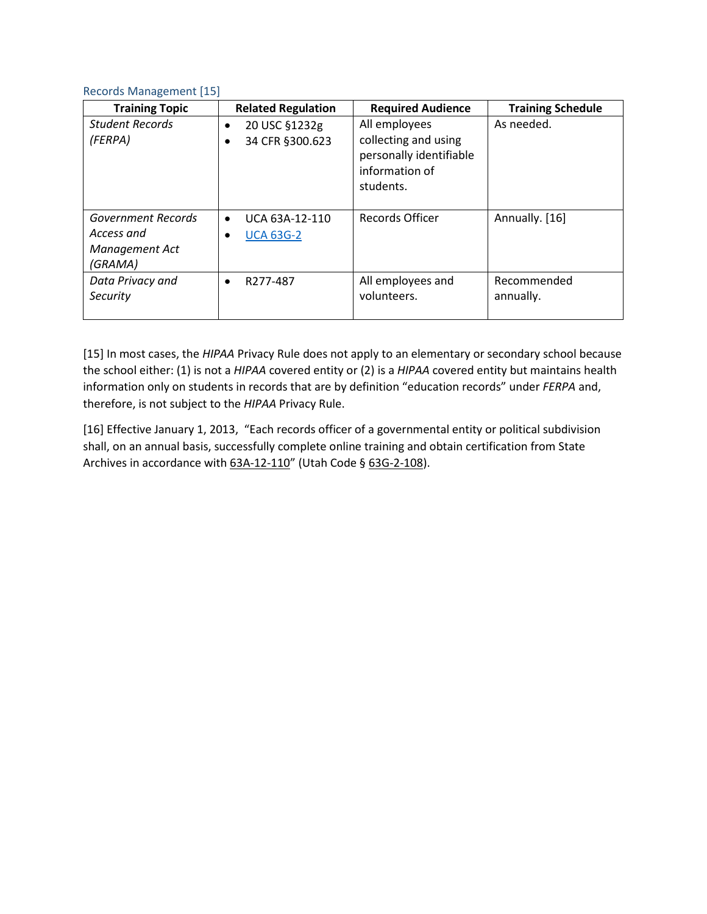### Records Management [15]

| Training Topic | Related Regulation | Required Audience | Training Schedule |
|---|---|---|---|
| *Student Records (FERPA)* | • 20 USC §1232g<br>• 34 CFR §300.623 | All employees collecting and using personally identifiable information of students. | As needed. |
| *Government Records Access and Management Act (GRAMA)* | • UCA 63A-12-110<br>• UCA 63G-2 | Records Officer | Annually. [16] |
| *Data Privacy and Security* | • R277-487 | All employees and volunteers. | Recommended annually. |

[15] In most cases, the *HIPAA* Privacy Rule does not apply to an elementary or secondary school because the school either: (1) is not a *HIPAA* covered entity or (2) is a *HIPAA* covered entity but maintains health information only on students in records that are by definition "education records" under *FERPA* and, therefore, is not subject to the *HIPAA* Privacy Rule.

[16] Effective January 1, 2013, "Each records officer of a governmental entity or political subdivision shall, on an annual basis, successfully complete online training and obtain certification from State Archives in accordance with 63A-12-110" (Utah Code § 63G-2-108).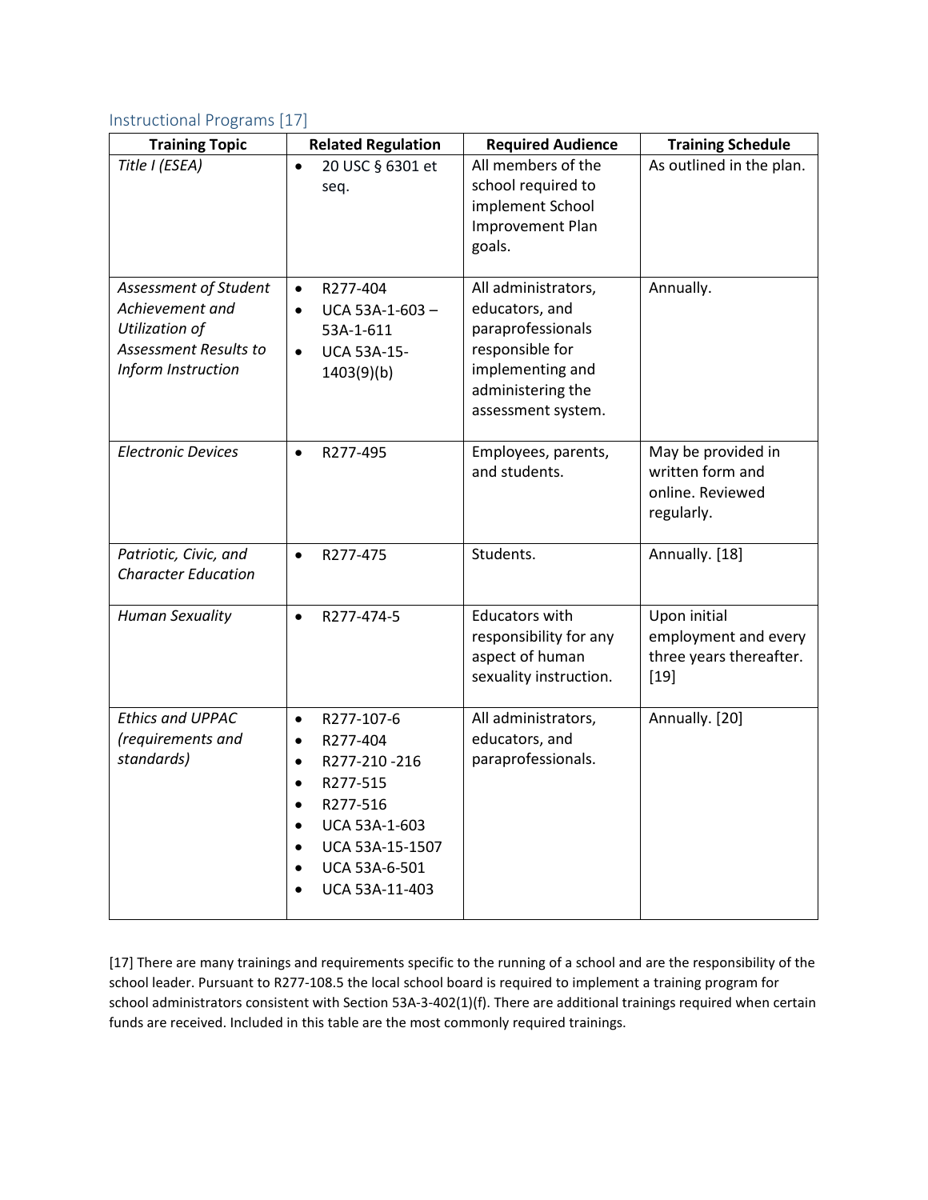## Instructional Programs [17]

| Training Topic | Related Regulation | Required Audience | Training Schedule |
|---|---|---|---|
| *Title I (ESEA)* | • 20 USC § 6301 et seq. | All members of the school required to implement School Improvement Plan goals. | As outlined in the plan. |
| *Assessment of Student Achievement and Utilization of Assessment Results to Inform Instruction* | • R277-404<br>• UCA 53A-1-603 – 53A-1-611<br>• UCA 53A-15-1403(9)(b) | All administrators, educators, and paraprofessionals responsible for implementing and administering the assessment system. | Annually. |
| *Electronic Devices* | • R277-495 | Employees, parents, and students. | May be provided in written form and online. Reviewed regularly. |
| *Patriotic, Civic, and Character Education* | • R277-475 | Students. | Annually. [18] |
| *Human Sexuality* | • R277-474-5 | Educators with responsibility for any aspect of human sexuality instruction. | Upon initial employment and every three years thereafter. [19] |
| *Ethics and UPPAC (requirements and standards)* | • R277-107-6<br>• R277-404<br>• R277-210 -216<br>• R277-515<br>• R277-516<br>• UCA 53A-1-603<br>• UCA 53A-15-1507<br>• UCA 53A-6-501<br>• UCA 53A-11-403 | All administrators, educators, and paraprofessionals. | Annually. [20] |

[17] There are many trainings and requirements specific to the running of a school and are the responsibility of the school leader. Pursuant to R277-108.5 the local school board is required to implement a training program for school administrators consistent with Section 53A-3-402(1)(f). There are additional trainings required when certain funds are received. Included in this table are the most commonly required trainings.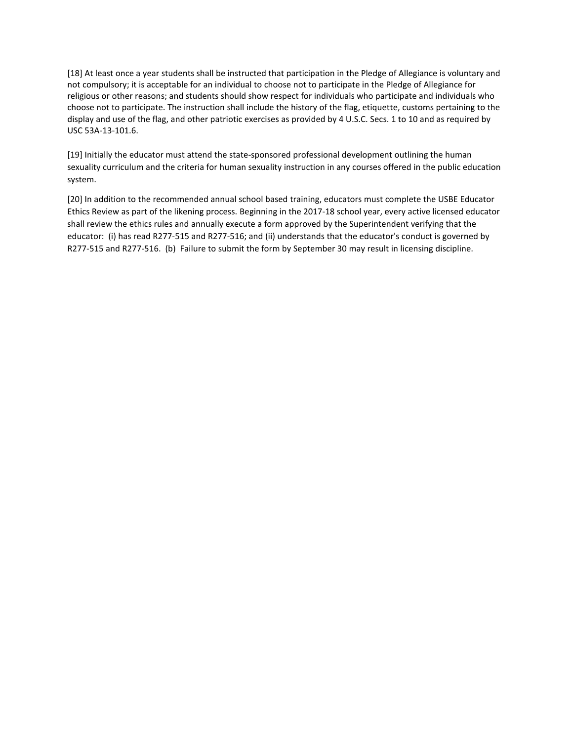[18] At least once a year students shall be instructed that participation in the Pledge of Allegiance is voluntary and not compulsory; it is acceptable for an individual to choose not to participate in the Pledge of Allegiance for religious or other reasons; and students should show respect for individuals who participate and individuals who choose not to participate. The instruction shall include the history of the flag, etiquette, customs pertaining to the display and use of the flag, and other patriotic exercises as provided by 4 U.S.C. Secs. 1 to 10 and as required by USC 53A-13-101.6.

[19] Initially the educator must attend the state-sponsored professional development outlining the human sexuality curriculum and the criteria for human sexuality instruction in any courses offered in the public education system.

[20] In addition to the recommended annual school based training, educators must complete the USBE Educator Ethics Review as part of the likening process. Beginning in the 2017-18 school year, every active licensed educator shall review the ethics rules and annually execute a form approved by the Superintendent verifying that the educator: (i) has read R277-515 and R277-516; and (ii) understands that the educator's conduct is governed by R277-515 and R277-516. (b) Failure to submit the form by September 30 may result in licensing discipline.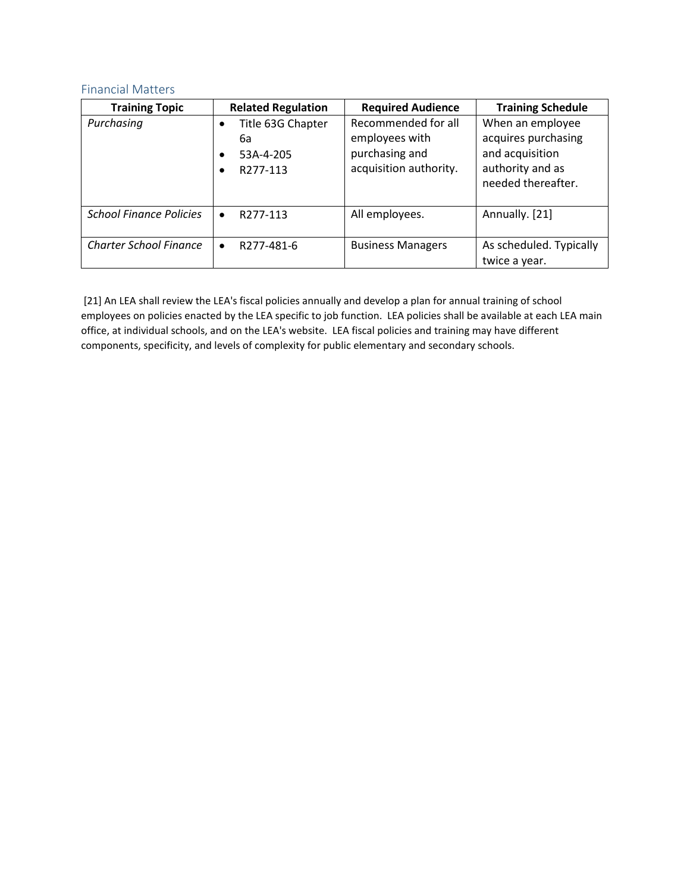## Financial Matters

| Training Topic | Related Regulation | Required Audience | Training Schedule |
|---|---|---|---|
| *Purchasing* | • Title 63G Chapter 6a<br>• 53A-4-205<br>• R277-113 | Recommended for all employees with purchasing and acquisition authority. | When an employee acquires purchasing and acquisition authority and as needed thereafter. |
| *School Finance Policies* | • R277-113 | All employees. | Annually. [21] |
| *Charter School Finance* | • R277-481-6 | Business Managers | As scheduled. Typically twice a year. |

[21] An LEA shall review the LEA's fiscal policies annually and develop a plan for annual training of school employees on policies enacted by the LEA specific to job function. LEA policies shall be available at each LEA main office, at individual schools, and on the LEA's website. LEA fiscal policies and training may have different components, specificity, and levels of complexity for public elementary and secondary schools.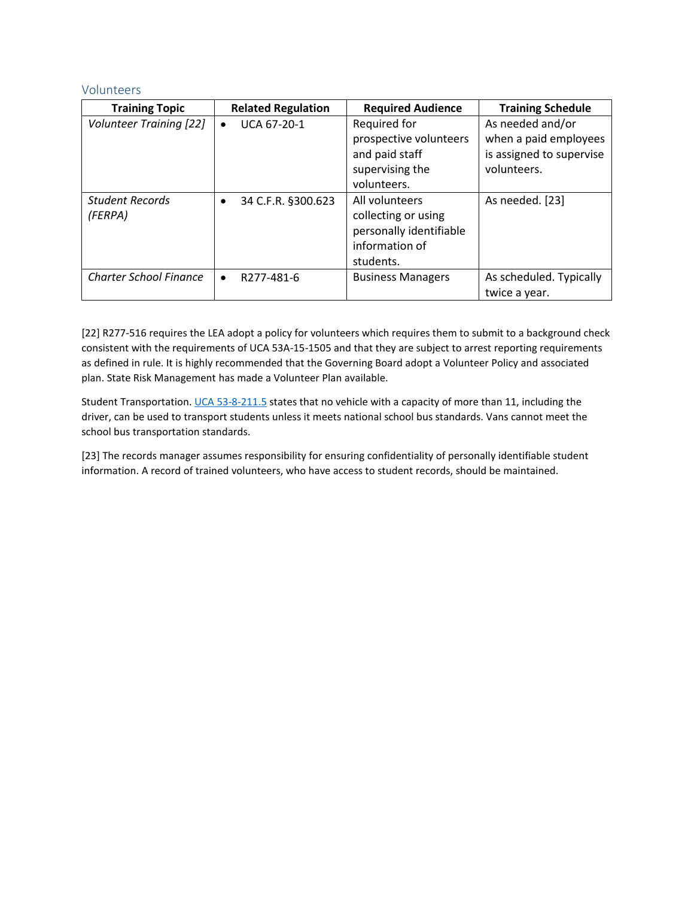## Volunteers

| Training Topic | Related Regulation | Required Audience | Training Schedule |
|---|---|---|---|
| *Volunteer Training [22]* | • UCA 67-20-1 | Required for prospective volunteers and paid staff supervising the volunteers. | As needed and/or when a paid employees is assigned to supervise volunteers. |
| *Student Records (FERPA)* | • 34 C.F.R. §300.623 | All volunteers collecting or using personally identifiable information of students. | As needed. [23] |
| *Charter School Finance* | • R277-481-6 | Business Managers | As scheduled. Typically twice a year. |

[22] R277-516 requires the LEA adopt a policy for volunteers which requires them to submit to a background check consistent with the requirements of UCA 53A-15-1505 and that they are subject to arrest reporting requirements as defined in rule. It is highly recommended that the Governing Board adopt a Volunteer Policy and associated plan. State Risk Management has made a Volunteer Plan available.

Student Transportation. UCA 53-8-211.5 states that no vehicle with a capacity of more than 11, including the driver, can be used to transport students unless it meets national school bus standards. Vans cannot meet the school bus transportation standards.

[23] The records manager assumes responsibility for ensuring confidentiality of personally identifiable student information. A record of trained volunteers, who have access to student records, should be maintained.